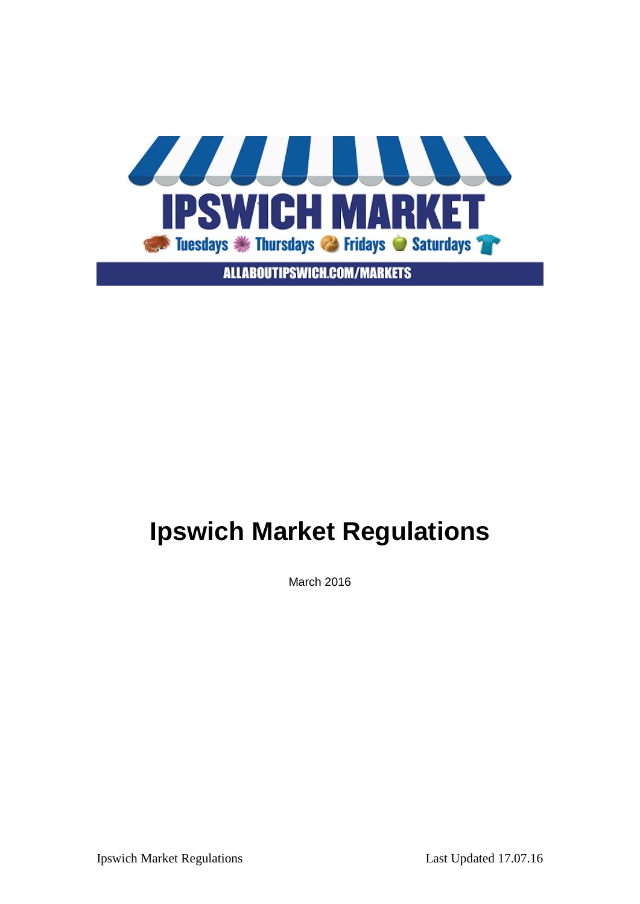IPSWICH MARKET

Tuesdays Thursdays Fridays Saturdays

ALLABOUTIPSWICH.COM/MARKETS

# Ipswich Market Regulations

March 2016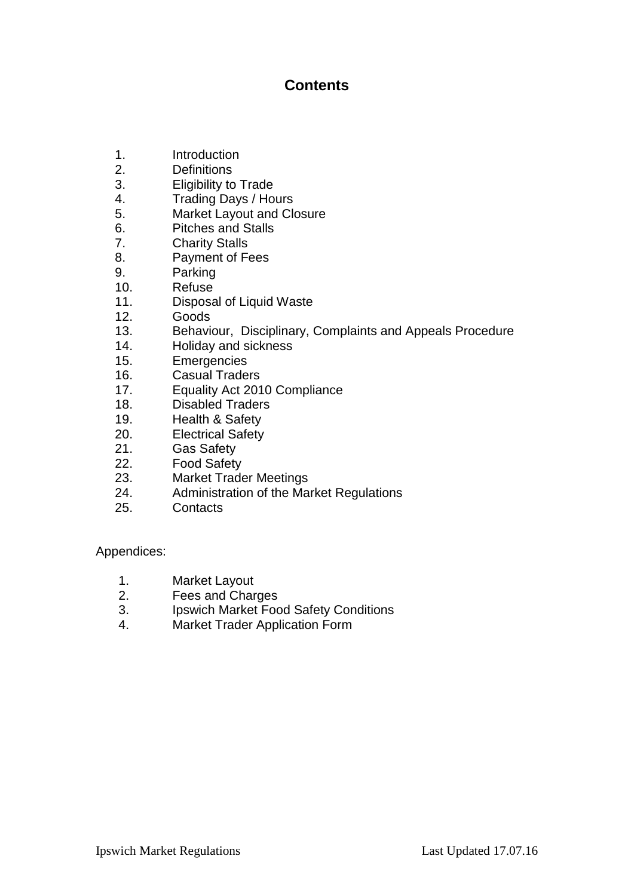# Contents

1. Introduction
2. Definitions
3. Eligibility to Trade
4. Trading Days / Hours
5. Market Layout and Closure
6. Pitches and Stalls
7. Charity Stalls
8. Payment of Fees
9. Parking
10. Refuse
11. Disposal of Liquid Waste
12. Goods
13. Behaviour, Disciplinary, Complaints and Appeals Procedure
14. Holiday and sickness
15. Emergencies
16. Casual Traders
17. Equality Act 2010 Compliance
18. Disabled Traders
19. Health & Safety
20. Electrical Safety
21. Gas Safety
22. Food Safety
23. Market Trader Meetings
24. Administration of the Market Regulations
25. Contacts

Appendices:

1. Market Layout
2. Fees and Charges
3. Ipswich Market Food Safety Conditions
4. Market Trader Application Form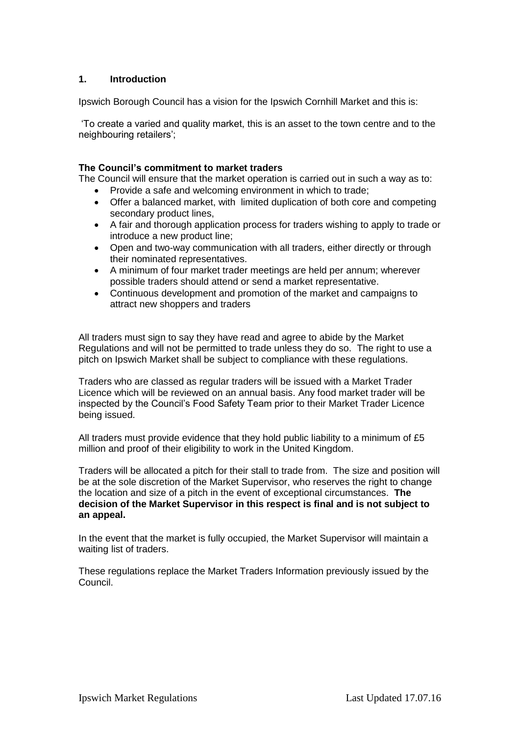## 1. Introduction

Ipswich Borough Council has a vision for the Ipswich Cornhill Market and this is:

'To create a varied and quality market, this is an asset to the town centre and to the neighbouring retailers';

**The Council's commitment to market traders**

The Council will ensure that the market operation is carried out in such a way as to:

- Provide a safe and welcoming environment in which to trade;
- Offer a balanced market, with limited duplication of both core and competing secondary product lines,
- A fair and thorough application process for traders wishing to apply to trade or introduce a new product line;
- Open and two-way communication with all traders, either directly or through their nominated representatives.
- A minimum of four market trader meetings are held per annum; wherever possible traders should attend or send a market representative.
- Continuous development and promotion of the market and campaigns to attract new shoppers and traders

All traders must sign to say they have read and agree to abide by the Market Regulations and will not be permitted to trade unless they do so. The right to use a pitch on Ipswich Market shall be subject to compliance with these regulations.

Traders who are classed as regular traders will be issued with a Market Trader Licence which will be reviewed on an annual basis. Any food market trader will be inspected by the Council's Food Safety Team prior to their Market Trader Licence being issued.

All traders must provide evidence that they hold public liability to a minimum of £5 million and proof of their eligibility to work in the United Kingdom.

Traders will be allocated a pitch for their stall to trade from. The size and position will be at the sole discretion of the Market Supervisor, who reserves the right to change the location and size of a pitch in the event of exceptional circumstances. **The decision of the Market Supervisor in this respect is final and is not subject to an appeal.**

In the event that the market is fully occupied, the Market Supervisor will maintain a waiting list of traders.

These regulations replace the Market Traders Information previously issued by the Council.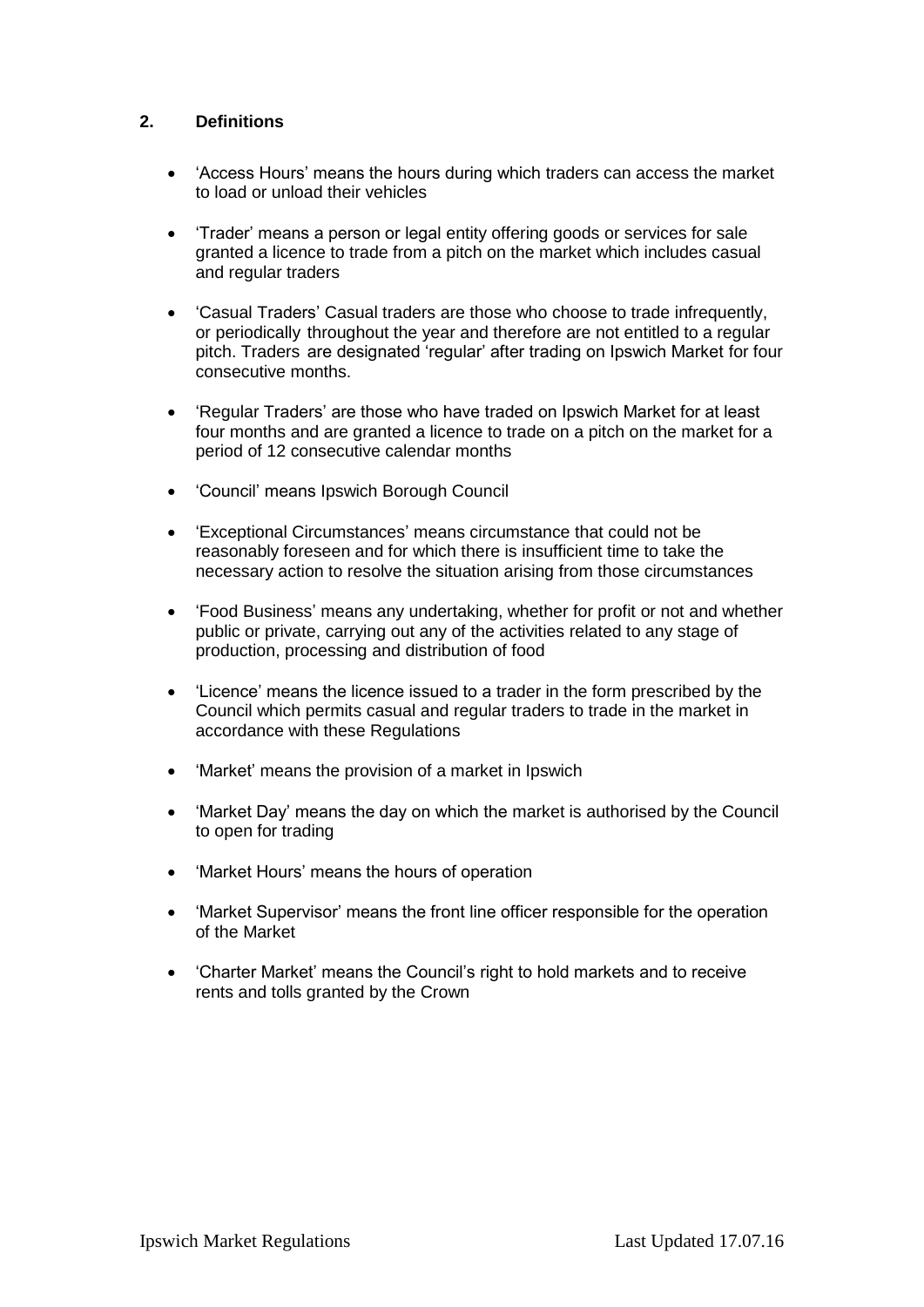## 2. Definitions

- 'Access Hours' means the hours during which traders can access the market to load or unload their vehicles
- 'Trader' means a person or legal entity offering goods or services for sale granted a licence to trade from a pitch on the market which includes casual and regular traders
- 'Casual Traders' Casual traders are those who choose to trade infrequently, or periodically throughout the year and therefore are not entitled to a regular pitch. Traders are designated 'regular' after trading on Ipswich Market for four consecutive months.
- 'Regular Traders' are those who have traded on Ipswich Market for at least four months and are granted a licence to trade on a pitch on the market for a period of 12 consecutive calendar months
- 'Council' means Ipswich Borough Council
- 'Exceptional Circumstances' means circumstance that could not be reasonably foreseen and for which there is insufficient time to take the necessary action to resolve the situation arising from those circumstances
- 'Food Business' means any undertaking, whether for profit or not and whether public or private, carrying out any of the activities related to any stage of production, processing and distribution of food
- 'Licence' means the licence issued to a trader in the form prescribed by the Council which permits casual and regular traders to trade in the market in accordance with these Regulations
- 'Market' means the provision of a market in Ipswich
- 'Market Day' means the day on which the market is authorised by the Council to open for trading
- 'Market Hours' means the hours of operation
- 'Market Supervisor' means the front line officer responsible for the operation of the Market
- 'Charter Market' means the Council's right to hold markets and to receive rents and tolls granted by the Crown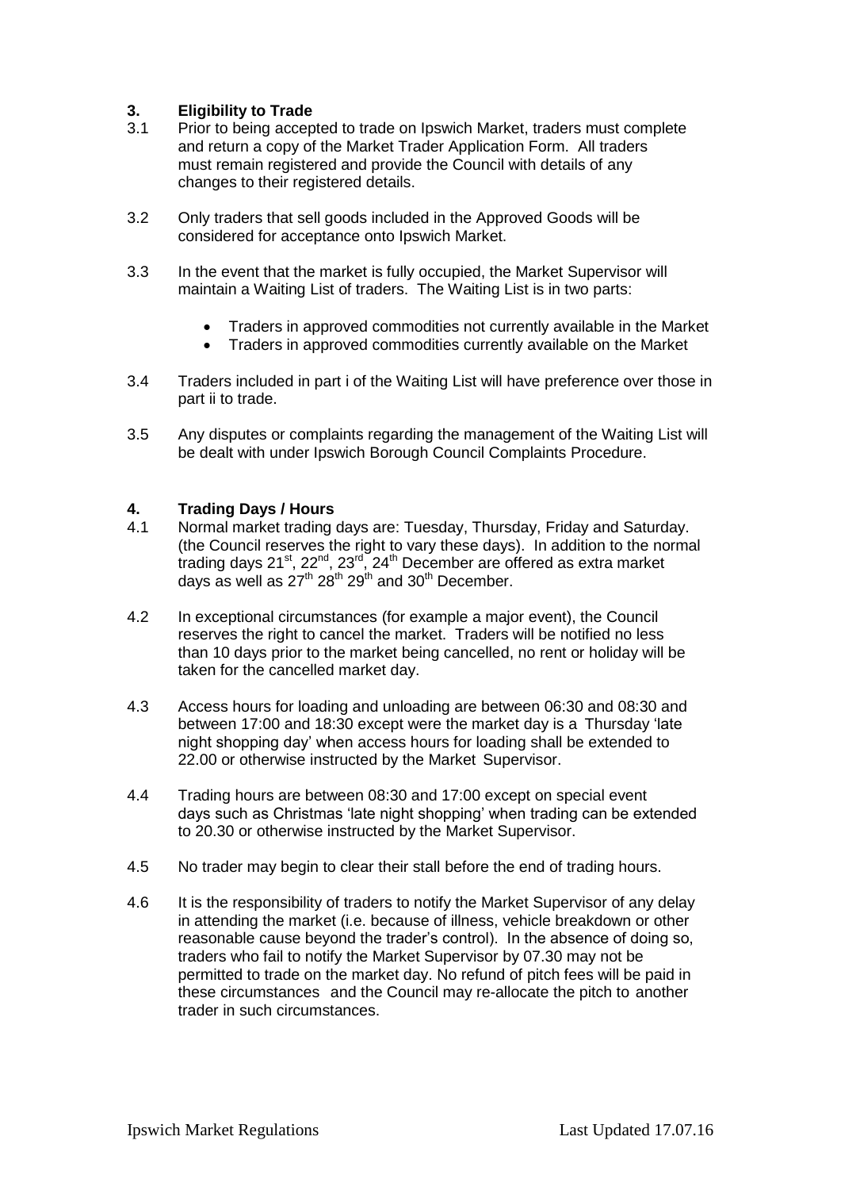## 3. Eligibility to Trade

3.1 Prior to being accepted to trade on Ipswich Market, traders must complete and return a copy of the Market Trader Application Form. All traders must remain registered and provide the Council with details of any changes to their registered details.

3.2 Only traders that sell goods included in the Approved Goods will be considered for acceptance onto Ipswich Market.

3.3 In the event that the market is fully occupied, the Market Supervisor will maintain a Waiting List of traders. The Waiting List is in two parts:

- Traders in approved commodities not currently available in the Market
- Traders in approved commodities currently available on the Market

3.4 Traders included in part i of the Waiting List will have preference over those in part ii to trade.

3.5 Any disputes or complaints regarding the management of the Waiting List will be dealt with under Ipswich Borough Council Complaints Procedure.

## 4. Trading Days / Hours

4.1 Normal market trading days are: Tuesday, Thursday, Friday and Saturday. (the Council reserves the right to vary these days). In addition to the normal trading days 21st, 22nd, 23rd, 24th December are offered as extra market days as well as 27th 28th 29th and 30th December.

4.2 In exceptional circumstances (for example a major event), the Council reserves the right to cancel the market. Traders will be notified no less than 10 days prior to the market being cancelled, no rent or holiday will be taken for the cancelled market day.

4.3 Access hours for loading and unloading are between 06:30 and 08:30 and between 17:00 and 18:30 except were the market day is a Thursday 'late night shopping day' when access hours for loading shall be extended to 22.00 or otherwise instructed by the Market Supervisor.

4.4 Trading hours are between 08:30 and 17:00 except on special event days such as Christmas 'late night shopping' when trading can be extended to 20.30 or otherwise instructed by the Market Supervisor.

4.5 No trader may begin to clear their stall before the end of trading hours.

4.6 It is the responsibility of traders to notify the Market Supervisor of any delay in attending the market (i.e. because of illness, vehicle breakdown or other reasonable cause beyond the trader's control). In the absence of doing so, traders who fail to notify the Market Supervisor by 07.30 may not be permitted to trade on the market day. No refund of pitch fees will be paid in these circumstances and the Council may re-allocate the pitch to another trader in such circumstances.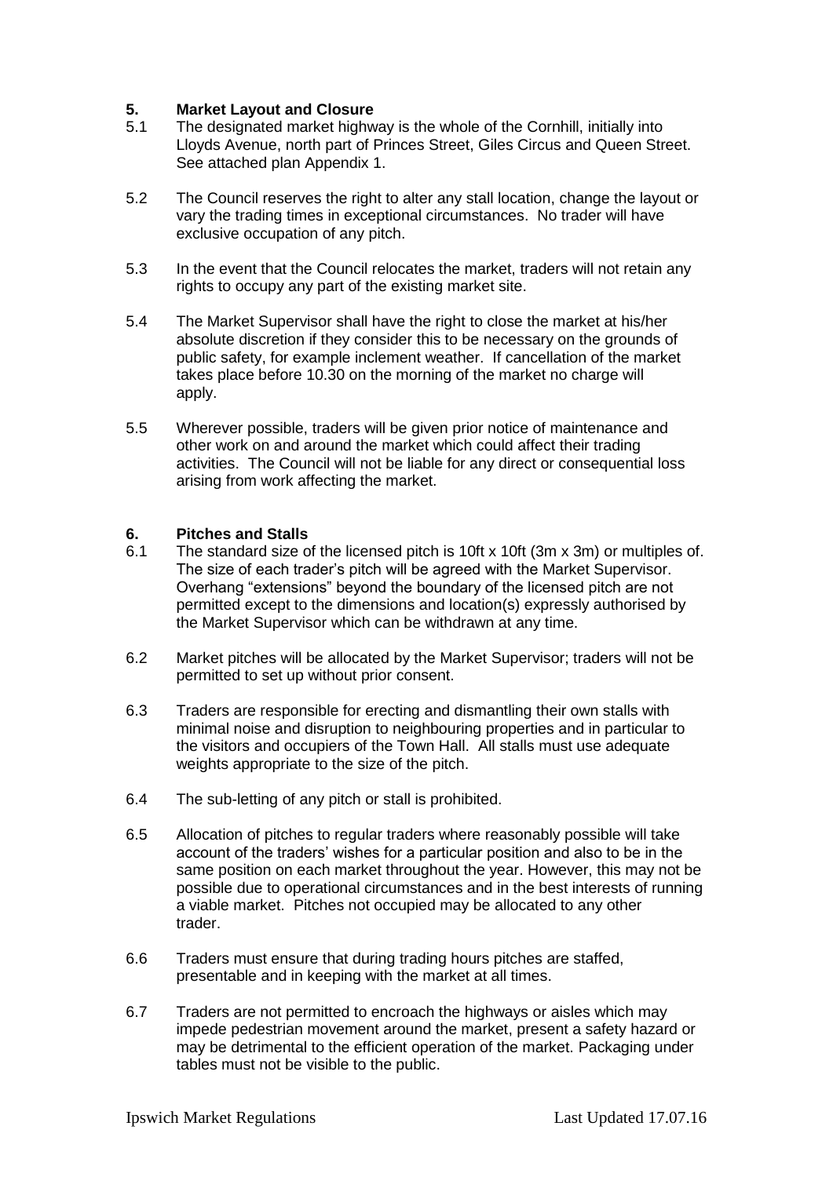## 5. Market Layout and Closure

5.1 The designated market highway is the whole of the Cornhill, initially into Lloyds Avenue, north part of Princes Street, Giles Circus and Queen Street. See attached plan Appendix 1.

5.2 The Council reserves the right to alter any stall location, change the layout or vary the trading times in exceptional circumstances. No trader will have exclusive occupation of any pitch.

5.3 In the event that the Council relocates the market, traders will not retain any rights to occupy any part of the existing market site.

5.4 The Market Supervisor shall have the right to close the market at his/her absolute discretion if they consider this to be necessary on the grounds of public safety, for example inclement weather. If cancellation of the market takes place before 10.30 on the morning of the market no charge will apply.

5.5 Wherever possible, traders will be given prior notice of maintenance and other work on and around the market which could affect their trading activities. The Council will not be liable for any direct or consequential loss arising from work affecting the market.

## 6. Pitches and Stalls

6.1 The standard size of the licensed pitch is 10ft x 10ft (3m x 3m) or multiples of. The size of each trader's pitch will be agreed with the Market Supervisor. Overhang "extensions" beyond the boundary of the licensed pitch are not permitted except to the dimensions and location(s) expressly authorised by the Market Supervisor which can be withdrawn at any time.

6.2 Market pitches will be allocated by the Market Supervisor; traders will not be permitted to set up without prior consent.

6.3 Traders are responsible for erecting and dismantling their own stalls with minimal noise and disruption to neighbouring properties and in particular to the visitors and occupiers of the Town Hall. All stalls must use adequate weights appropriate to the size of the pitch.

6.4 The sub-letting of any pitch or stall is prohibited.

6.5 Allocation of pitches to regular traders where reasonably possible will take account of the traders' wishes for a particular position and also to be in the same position on each market throughout the year. However, this may not be possible due to operational circumstances and in the best interests of running a viable market. Pitches not occupied may be allocated to any other trader.

6.6 Traders must ensure that during trading hours pitches are staffed, presentable and in keeping with the market at all times.

6.7 Traders are not permitted to encroach the highways or aisles which may impede pedestrian movement around the market, present a safety hazard or may be detrimental to the efficient operation of the market. Packaging under tables must not be visible to the public.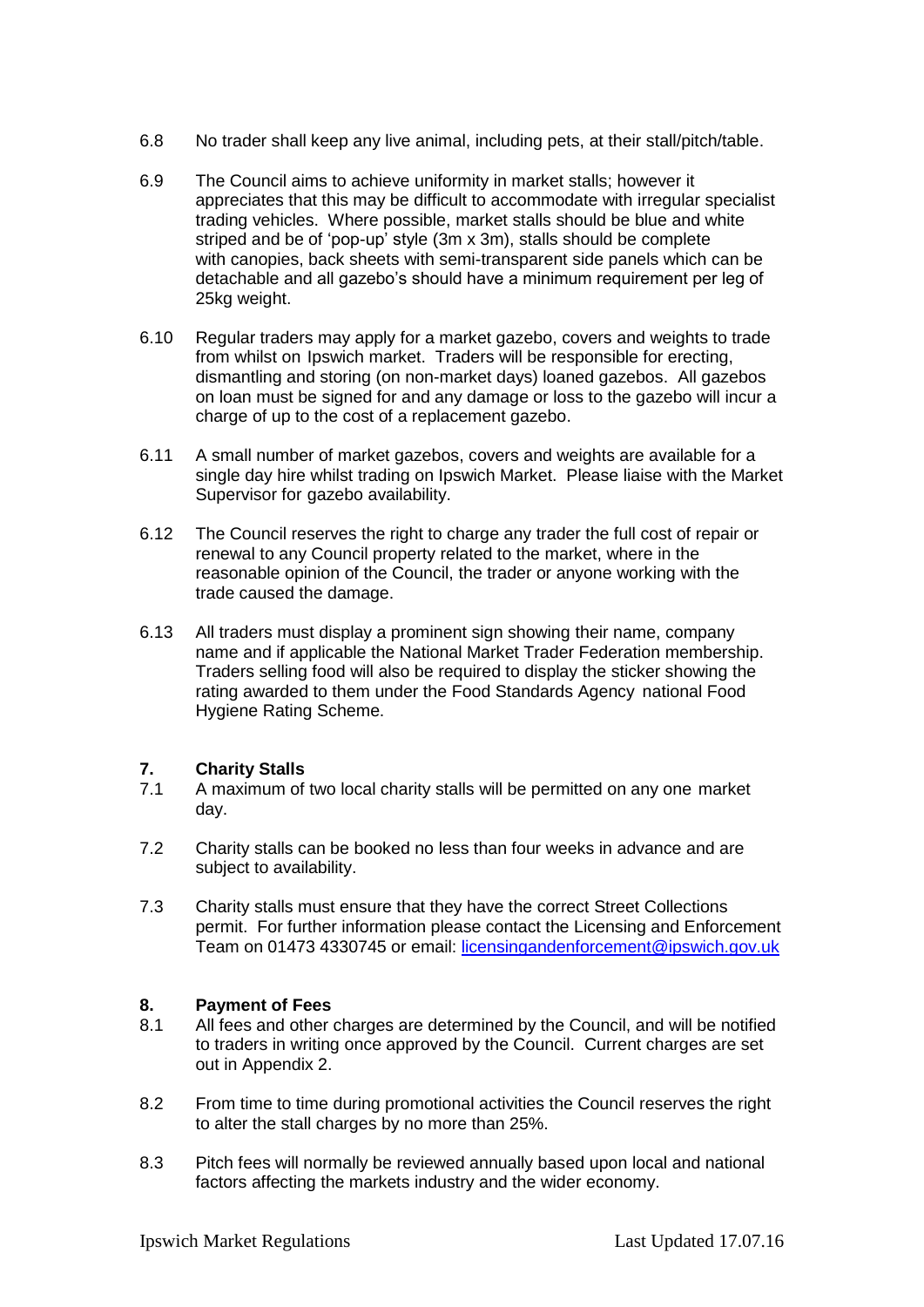6.8 No trader shall keep any live animal, including pets, at their stall/pitch/table.

6.9 The Council aims to achieve uniformity in market stalls; however it appreciates that this may be difficult to accommodate with irregular specialist trading vehicles. Where possible, market stalls should be blue and white striped and be of 'pop-up' style (3m x 3m), stalls should be complete with canopies, back sheets with semi-transparent side panels which can be detachable and all gazebo's should have a minimum requirement per leg of 25kg weight.

6.10 Regular traders may apply for a market gazebo, covers and weights to trade from whilst on Ipswich market. Traders will be responsible for erecting, dismantling and storing (on non-market days) loaned gazebos. All gazebos on loan must be signed for and any damage or loss to the gazebo will incur a charge of up to the cost of a replacement gazebo.

6.11 A small number of market gazebos, covers and weights are available for a single day hire whilst trading on Ipswich Market. Please liaise with the Market Supervisor for gazebo availability.

6.12 The Council reserves the right to charge any trader the full cost of repair or renewal to any Council property related to the market, where in the reasonable opinion of the Council, the trader or anyone working with the trade caused the damage.

6.13 All traders must display a prominent sign showing their name, company name and if applicable the National Market Trader Federation membership. Traders selling food will also be required to display the sticker showing the rating awarded to them under the Food Standards Agency national Food Hygiene Rating Scheme.

## 7. Charity Stalls

7.1 A maximum of two local charity stalls will be permitted on any one market day.

7.2 Charity stalls can be booked no less than four weeks in advance and are subject to availability.

7.3 Charity stalls must ensure that they have the correct Street Collections permit. For further information please contact the Licensing and Enforcement Team on 01473 4330745 or email: licensingandenforcement@ipswich.gov.uk

## 8. Payment of Fees

8.1 All fees and other charges are determined by the Council, and will be notified to traders in writing once approved by the Council. Current charges are set out in Appendix 2.

8.2 From time to time during promotional activities the Council reserves the right to alter the stall charges by no more than 25%.

8.3 Pitch fees will normally be reviewed annually based upon local and national factors affecting the markets industry and the wider economy.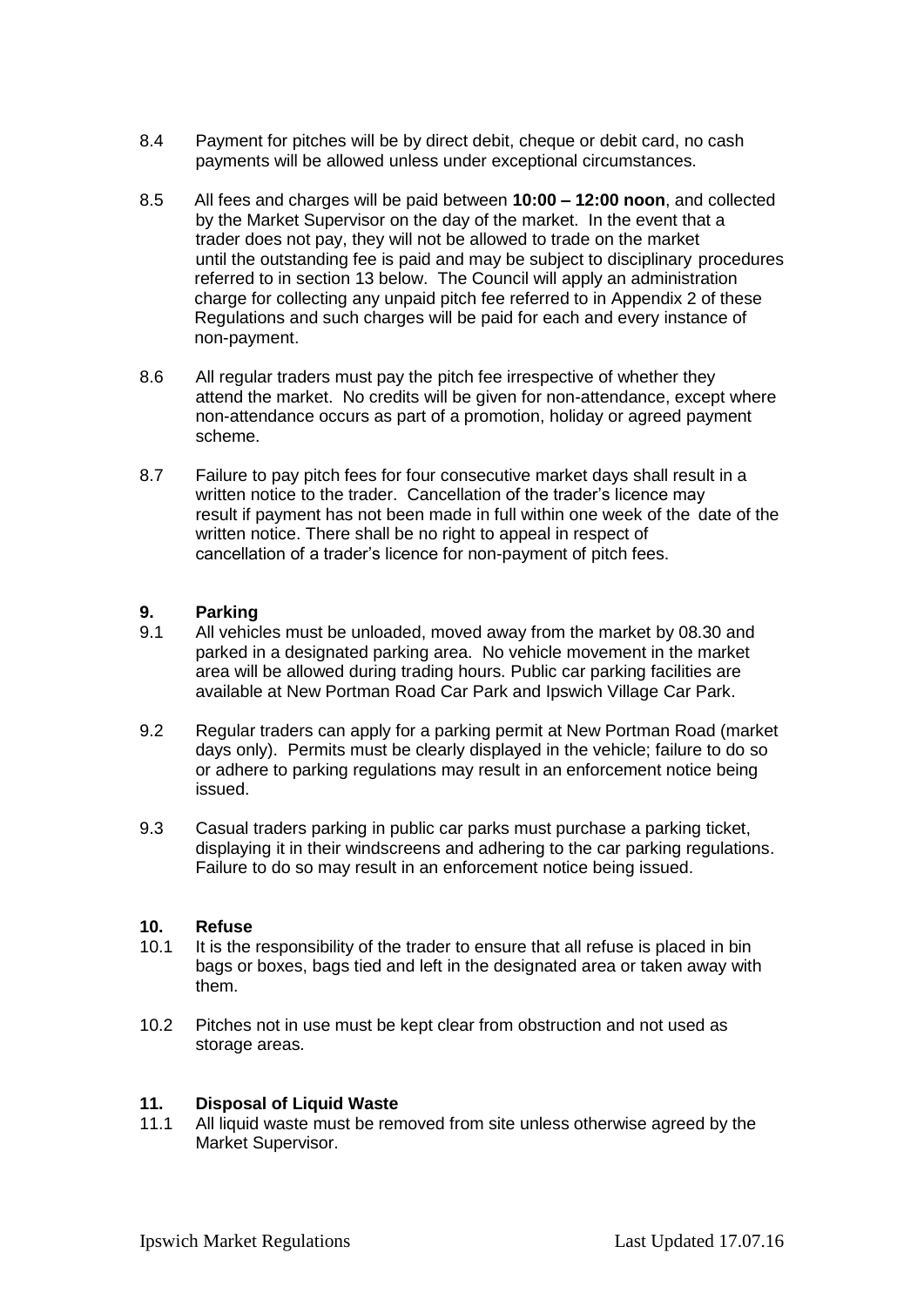8.4 Payment for pitches will be by direct debit, cheque or debit card, no cash payments will be allowed unless under exceptional circumstances.

8.5 All fees and charges will be paid between **10:00 – 12:00 noon**, and collected by the Market Supervisor on the day of the market. In the event that a trader does not pay, they will not be allowed to trade on the market until the outstanding fee is paid and may be subject to disciplinary procedures referred to in section 13 below. The Council will apply an administration charge for collecting any unpaid pitch fee referred to in Appendix 2 of these Regulations and such charges will be paid for each and every instance of non-payment.

8.6 All regular traders must pay the pitch fee irrespective of whether they attend the market. No credits will be given for non-attendance, except where non-attendance occurs as part of a promotion, holiday or agreed payment scheme.

8.7 Failure to pay pitch fees for four consecutive market days shall result in a written notice to the trader. Cancellation of the trader's licence may result if payment has not been made in full within one week of the date of the written notice. There shall be no right to appeal in respect of cancellation of a trader's licence for non-payment of pitch fees.

## 9. Parking

9.1 All vehicles must be unloaded, moved away from the market by 08.30 and parked in a designated parking area. No vehicle movement in the market area will be allowed during trading hours. Public car parking facilities are available at New Portman Road Car Park and Ipswich Village Car Park.

9.2 Regular traders can apply for a parking permit at New Portman Road (market days only). Permits must be clearly displayed in the vehicle; failure to do so or adhere to parking regulations may result in an enforcement notice being issued.

9.3 Casual traders parking in public car parks must purchase a parking ticket, displaying it in their windscreens and adhering to the car parking regulations. Failure to do so may result in an enforcement notice being issued.

## 10. Refuse

10.1 It is the responsibility of the trader to ensure that all refuse is placed in bin bags or boxes, bags tied and left in the designated area or taken away with them.

10.2 Pitches not in use must be kept clear from obstruction and not used as storage areas.

## 11. Disposal of Liquid Waste

11.1 All liquid waste must be removed from site unless otherwise agreed by the Market Supervisor.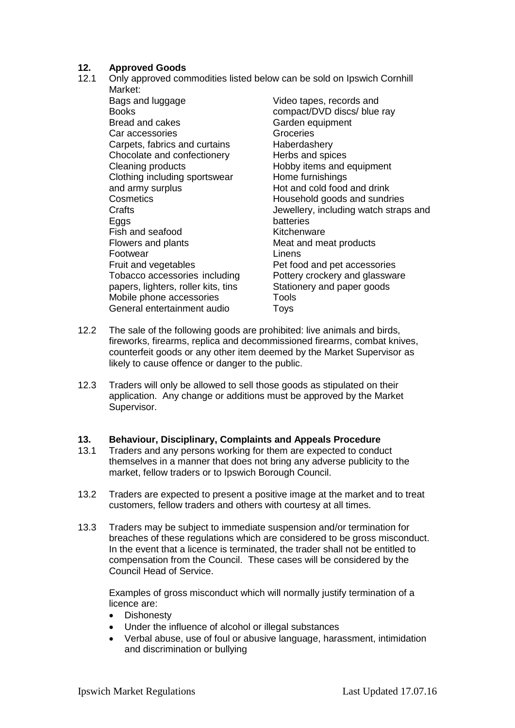## 12. Approved Goods

12.1 Only approved commodities listed below can be sold on Ipswich Cornhill Market:

- Bags and luggage
- Books
- Bread and cakes
- Car accessories
- Carpets, fabrics and curtains
- Chocolate and confectionery
- Cleaning products
- Clothing including sportswear and army surplus
- Cosmetics
- Crafts
- Eggs
- Fish and seafood
- Flowers and plants
- Footwear
- Fruit and vegetables
- Tobacco accessories including papers, lighters, roller kits, tins
- Mobile phone accessories
- General entertainment audio
- Video tapes, records and compact/DVD discs/ blue ray
- Garden equipment
- Groceries
- Haberdashery
- Herbs and spices
- Hobby items and equipment
- Home furnishings
- Hot and cold food and drink
- Household goods and sundries
- Jewellery, including watch straps and batteries
- Kitchenware
- Meat and meat products
- Linens
- Pet food and pet accessories
- Pottery crockery and glassware
- Stationery and paper goods
- Tools
- Toys

12.2 The sale of the following goods are prohibited: live animals and birds, fireworks, firearms, replica and decommissioned firearms, combat knives, counterfeit goods or any other item deemed by the Market Supervisor as likely to cause offence or danger to the public.

12.3 Traders will only be allowed to sell those goods as stipulated on their application. Any change or additions must be approved by the Market Supervisor.

## 13. Behaviour, Disciplinary, Complaints and Appeals Procedure

13.1 Traders and any persons working for them are expected to conduct themselves in a manner that does not bring any adverse publicity to the market, fellow traders or to Ipswich Borough Council.

13.2 Traders are expected to present a positive image at the market and to treat customers, fellow traders and others with courtesy at all times.

13.3 Traders may be subject to immediate suspension and/or termination for breaches of these regulations which are considered to be gross misconduct. In the event that a licence is terminated, the trader shall not be entitled to compensation from the Council. These cases will be considered by the Council Head of Service.

Examples of gross misconduct which will normally justify termination of a licence are:

- Dishonesty
- Under the influence of alcohol or illegal substances
- Verbal abuse, use of foul or abusive language, harassment, intimidation and discrimination or bullying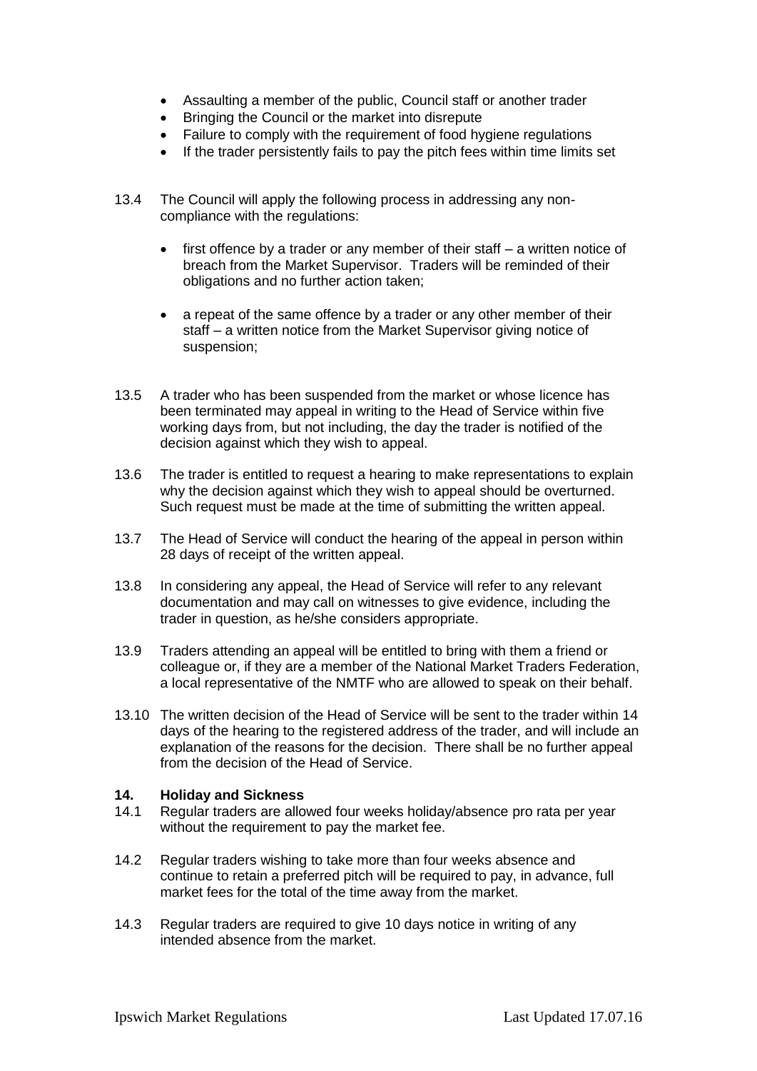- Assaulting a member of the public, Council staff or another trader
- Bringing the Council or the market into disrepute
- Failure to comply with the requirement of food hygiene regulations
- If the trader persistently fails to pay the pitch fees within time limits set

13.4 The Council will apply the following process in addressing any non-compliance with the regulations:

- first offence by a trader or any member of their staff – a written notice of breach from the Market Supervisor. Traders will be reminded of their obligations and no further action taken;

- a repeat of the same offence by a trader or any other member of their staff – a written notice from the Market Supervisor giving notice of suspension;

13.5 A trader who has been suspended from the market or whose licence has been terminated may appeal in writing to the Head of Service within five working days from, but not including, the day the trader is notified of the decision against which they wish to appeal.

13.6 The trader is entitled to request a hearing to make representations to explain why the decision against which they wish to appeal should be overturned. Such request must be made at the time of submitting the written appeal.

13.7 The Head of Service will conduct the hearing of the appeal in person within 28 days of receipt of the written appeal.

13.8 In considering any appeal, the Head of Service will refer to any relevant documentation and may call on witnesses to give evidence, including the trader in question, as he/she considers appropriate.

13.9 Traders attending an appeal will be entitled to bring with them a friend or colleague or, if they are a member of the National Market Traders Federation, a local representative of the NMTF who are allowed to speak on their behalf.

13.10 The written decision of the Head of Service will be sent to the trader within 14 days of the hearing to the registered address of the trader, and will include an explanation of the reasons for the decision. There shall be no further appeal from the decision of the Head of Service.

## 14. Holiday and Sickness

14.1 Regular traders are allowed four weeks holiday/absence pro rata per year without the requirement to pay the market fee.

14.2 Regular traders wishing to take more than four weeks absence and continue to retain a preferred pitch will be required to pay, in advance, full market fees for the total of the time away from the market.

14.3 Regular traders are required to give 10 days notice in writing of any intended absence from the market.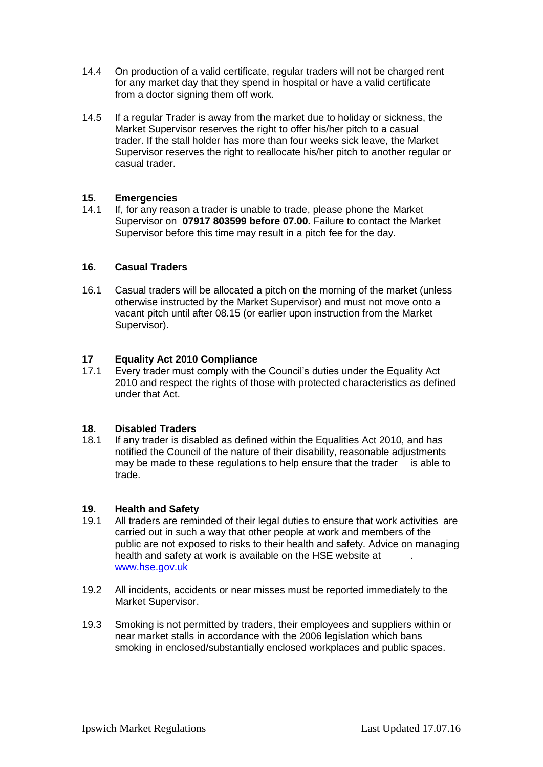14.4 On production of a valid certificate, regular traders will not be charged rent for any market day that they spend in hospital or have a valid certificate from a doctor signing them off work.

14.5 If a regular Trader is away from the market due to holiday or sickness, the Market Supervisor reserves the right to offer his/her pitch to a casual trader. If the stall holder has more than four weeks sick leave, the Market Supervisor reserves the right to reallocate his/her pitch to another regular or casual trader.

## 15. Emergencies

14.1 If, for any reason a trader is unable to trade, please phone the Market Supervisor on **07917 803599 before 07.00.** Failure to contact the Market Supervisor before this time may result in a pitch fee for the day.

## 16. Casual Traders

16.1 Casual traders will be allocated a pitch on the morning of the market (unless otherwise instructed by the Market Supervisor) and must not move onto a vacant pitch until after 08.15 (or earlier upon instruction from the Market Supervisor).

## 17 Equality Act 2010 Compliance

17.1 Every trader must comply with the Council's duties under the Equality Act 2010 and respect the rights of those with protected characteristics as defined under that Act.

## 18. Disabled Traders

18.1 If any trader is disabled as defined within the Equalities Act 2010, and has notified the Council of the nature of their disability, reasonable adjustments may be made to these regulations to help ensure that the trader is able to trade.

## 19. Health and Safety

19.1 All traders are reminded of their legal duties to ensure that work activities are carried out in such a way that other people at work and members of the public are not exposed to risks to their health and safety. Advice on managing health and safety at work is available on the HSE website at . www.hse.gov.uk

19.2 All incidents, accidents or near misses must be reported immediately to the Market Supervisor.

19.3 Smoking is not permitted by traders, their employees and suppliers within or near market stalls in accordance with the 2006 legislation which bans smoking in enclosed/substantially enclosed workplaces and public spaces.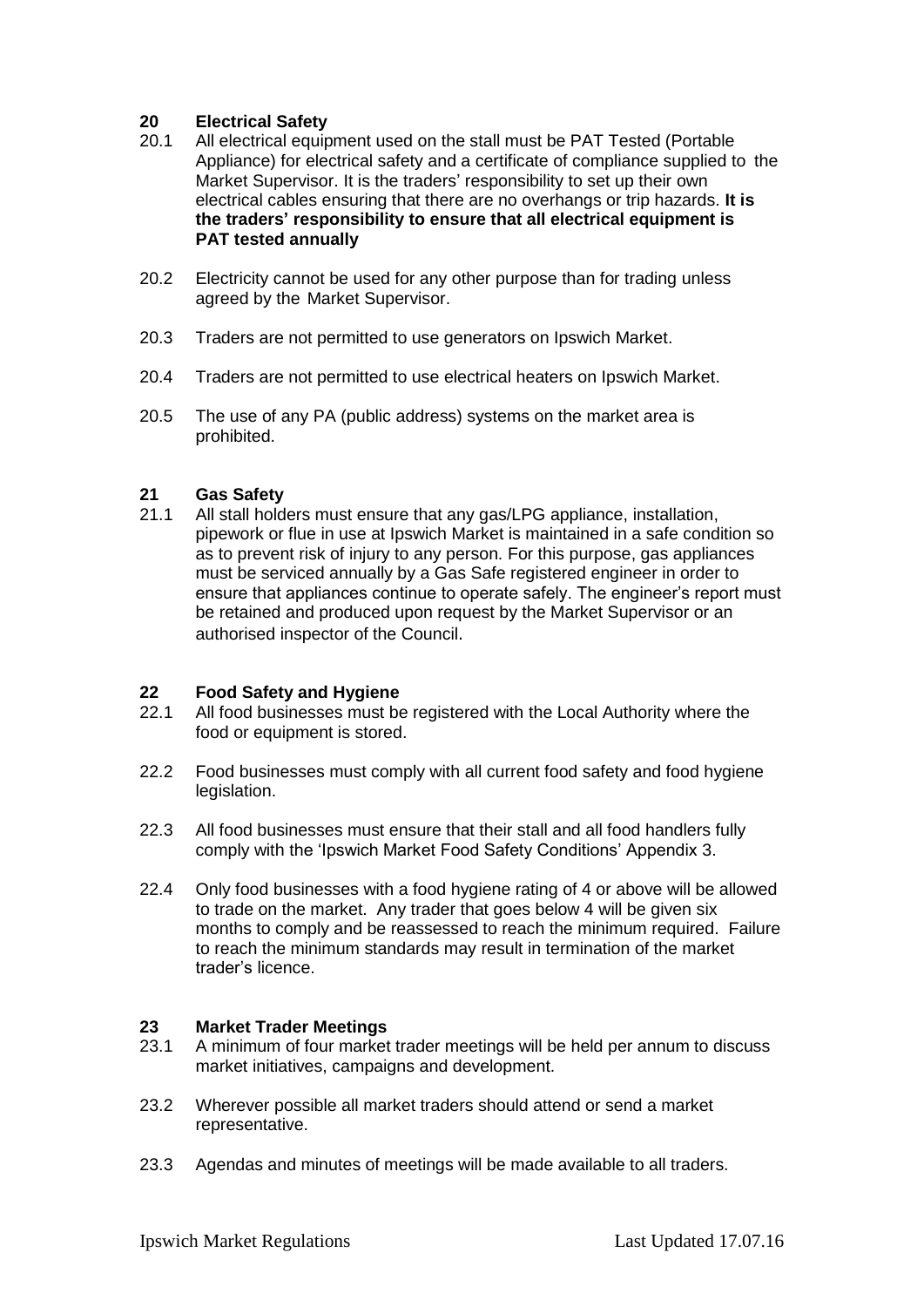## 20 Electrical Safety

20.1 All electrical equipment used on the stall must be PAT Tested (Portable Appliance) for electrical safety and a certificate of compliance supplied to the Market Supervisor. It is the traders' responsibility to set up their own electrical cables ensuring that there are no overhangs or trip hazards. **It is the traders' responsibility to ensure that all electrical equipment is PAT tested annually**

20.2 Electricity cannot be used for any other purpose than for trading unless agreed by the Market Supervisor.

20.3 Traders are not permitted to use generators on Ipswich Market.

20.4 Traders are not permitted to use electrical heaters on Ipswich Market.

20.5 The use of any PA (public address) systems on the market area is prohibited.

## 21 Gas Safety

21.1 All stall holders must ensure that any gas/LPG appliance, installation, pipework or flue in use at Ipswich Market is maintained in a safe condition so as to prevent risk of injury to any person. For this purpose, gas appliances must be serviced annually by a Gas Safe registered engineer in order to ensure that appliances continue to operate safely. The engineer's report must be retained and produced upon request by the Market Supervisor or an authorised inspector of the Council.

## 22 Food Safety and Hygiene

22.1 All food businesses must be registered with the Local Authority where the food or equipment is stored.

22.2 Food businesses must comply with all current food safety and food hygiene legislation.

22.3 All food businesses must ensure that their stall and all food handlers fully comply with the 'Ipswich Market Food Safety Conditions' Appendix 3.

22.4 Only food businesses with a food hygiene rating of 4 or above will be allowed to trade on the market. Any trader that goes below 4 will be given six months to comply and be reassessed to reach the minimum required. Failure to reach the minimum standards may result in termination of the market trader's licence.

## 23 Market Trader Meetings

23.1 A minimum of four market trader meetings will be held per annum to discuss market initiatives, campaigns and development.

23.2 Wherever possible all market traders should attend or send a market representative.

23.3 Agendas and minutes of meetings will be made available to all traders.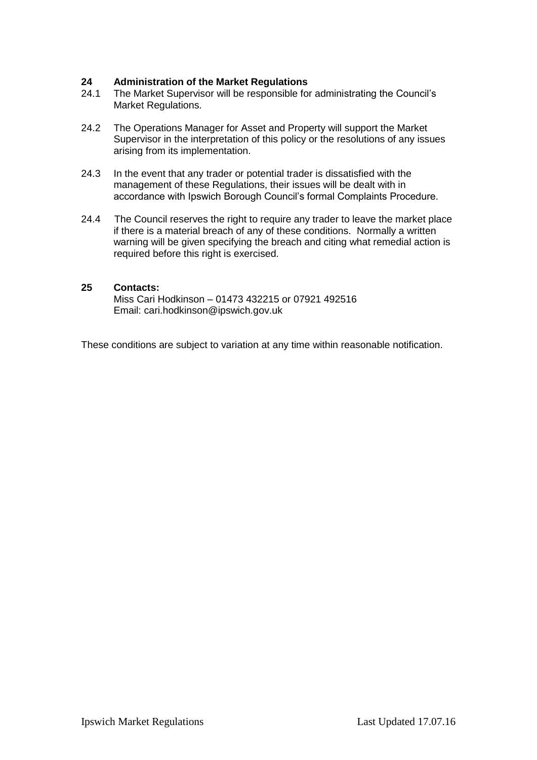## 24 Administration of the Market Regulations

24.1 The Market Supervisor will be responsible for administrating the Council's Market Regulations.

24.2 The Operations Manager for Asset and Property will support the Market Supervisor in the interpretation of this policy or the resolutions of any issues arising from its implementation.

24.3 In the event that any trader or potential trader is dissatisfied with the management of these Regulations, their issues will be dealt with in accordance with Ipswich Borough Council's formal Complaints Procedure.

24.4 The Council reserves the right to require any trader to leave the market place if there is a material breach of any of these conditions. Normally a written warning will be given specifying the breach and citing what remedial action is required before this right is exercised.

## 25 Contacts:

Miss Cari Hodkinson – 01473 432215 or 07921 492516
Email: cari.hodkinson@ipswich.gov.uk

These conditions are subject to variation at any time within reasonable notification.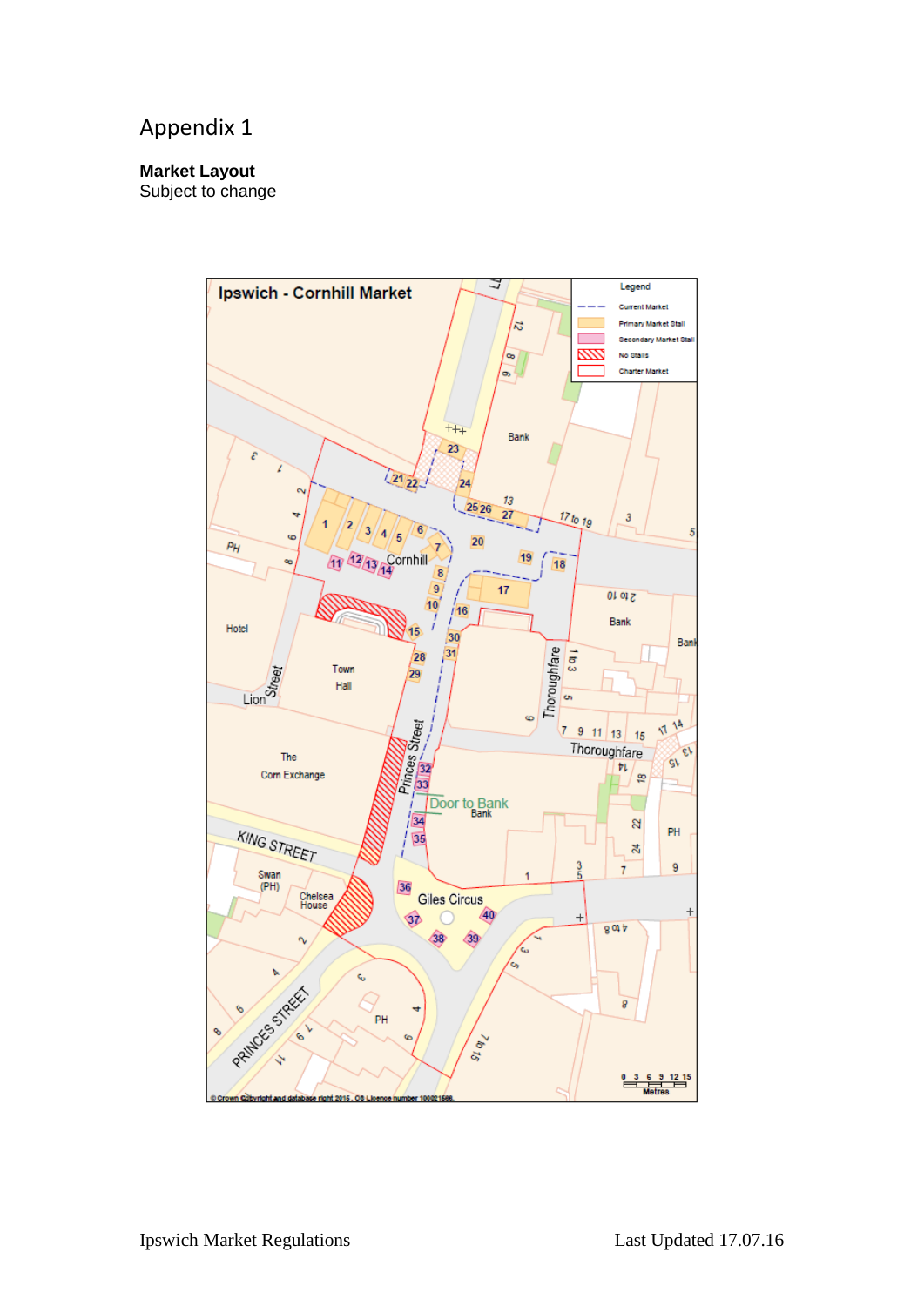# Appendix 1

**Market Layout**
Subject to change

Ipswich - Cornhill Market

Legend

- Current Market
- Primary Market Stall
- Secondary Market Stall
- No Stalls
- Charter Market

© Crown Copyright and database right 2016. OS Licence number 100021566.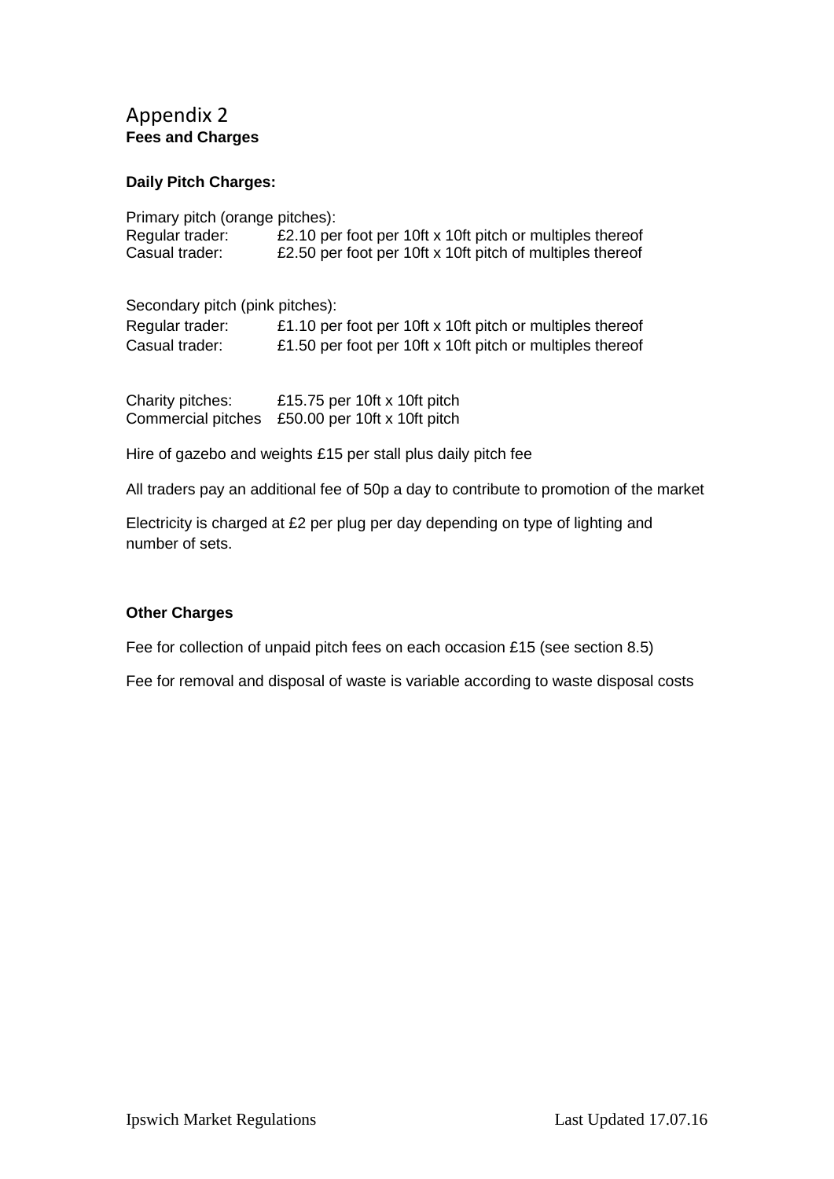# Appendix 2

**Fees and Charges**

**Daily Pitch Charges:**

Primary pitch (orange pitches):

| | |
|---|---|
| Regular trader: | £2.10 per foot per 10ft x 10ft pitch or multiples thereof |
| Casual trader: | £2.50 per foot per 10ft x 10ft pitch of multiples thereof |

Secondary pitch (pink pitches):

| | |
|---|---|
| Regular trader: | £1.10 per foot per 10ft x 10ft pitch or multiples thereof |
| Casual trader: | £1.50 per foot per 10ft x 10ft pitch or multiples thereof |

| | |
|---|---|
| Charity pitches: | £15.75 per 10ft x 10ft pitch |
| Commercial pitches | £50.00 per 10ft x 10ft pitch |

Hire of gazebo and weights £15 per stall plus daily pitch fee

All traders pay an additional fee of 50p a day to contribute to promotion of the market

Electricity is charged at £2 per plug per day depending on type of lighting and number of sets.

**Other Charges**

Fee for collection of unpaid pitch fees on each occasion £15 (see section 8.5)

Fee for removal and disposal of waste is variable according to waste disposal costs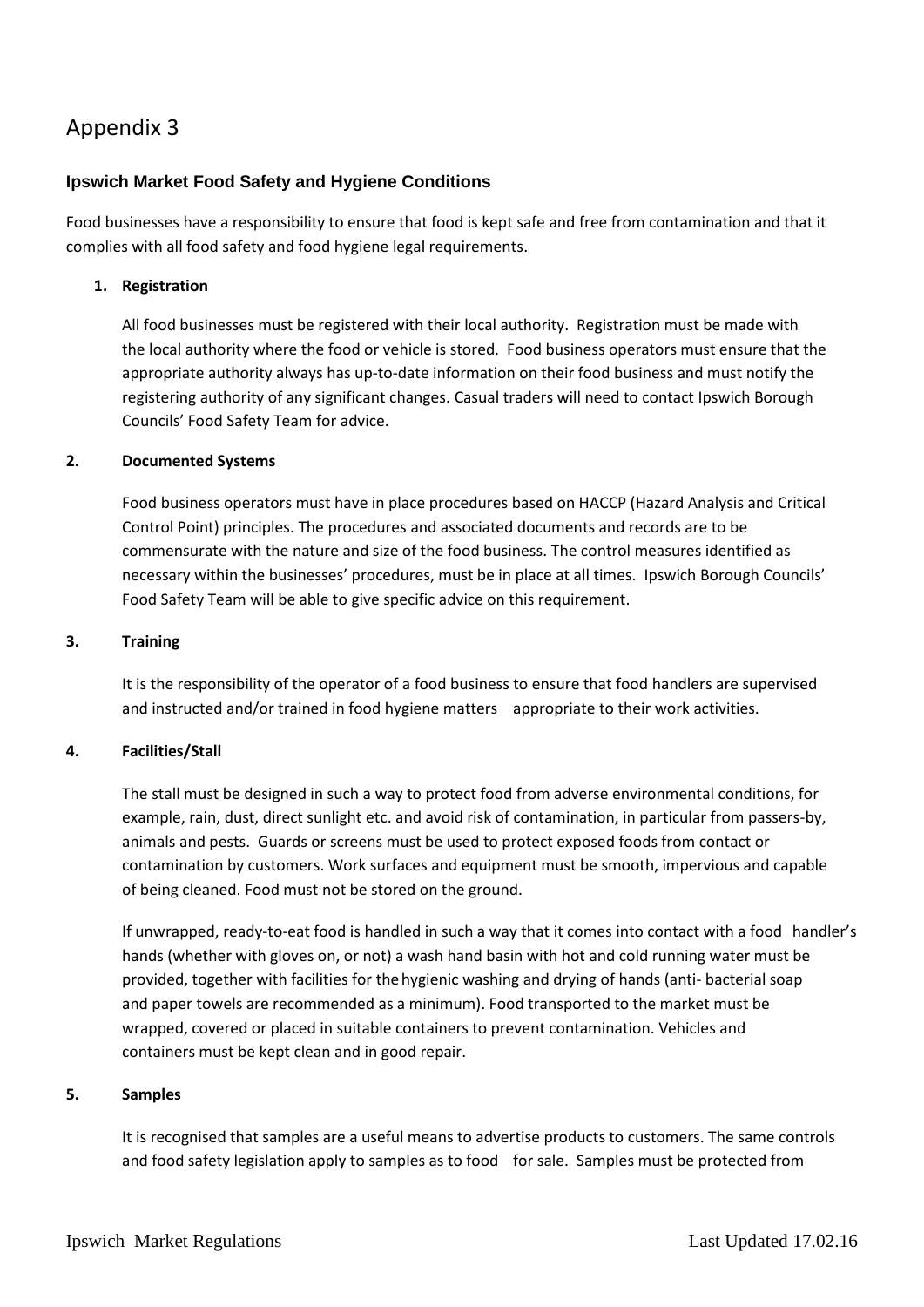# Appendix 3

### Ipswich Market Food Safety and Hygiene Conditions

Food businesses have a responsibility to ensure that food is kept safe and free from contamination and that it complies with all food safety and food hygiene legal requirements.

**1. Registration**

All food businesses must be registered with their local authority. Registration must be made with the local authority where the food or vehicle is stored. Food business operators must ensure that the appropriate authority always has up-to-date information on their food business and must notify the registering authority of any significant changes. Casual traders will need to contact Ipswich Borough Councils' Food Safety Team for advice.

**2. Documented Systems**

Food business operators must have in place procedures based on HACCP (Hazard Analysis and Critical Control Point) principles. The procedures and associated documents and records are to be commensurate with the nature and size of the food business. The control measures identified as necessary within the businesses' procedures, must be in place at all times. Ipswich Borough Councils' Food Safety Team will be able to give specific advice on this requirement.

**3. Training**

It is the responsibility of the operator of a food business to ensure that food handlers are supervised and instructed and/or trained in food hygiene matters appropriate to their work activities.

**4. Facilities/Stall**

The stall must be designed in such a way to protect food from adverse environmental conditions, for example, rain, dust, direct sunlight etc. and avoid risk of contamination, in particular from passers-by, animals and pests. Guards or screens must be used to protect exposed foods from contact or contamination by customers. Work surfaces and equipment must be smooth, impervious and capable of being cleaned. Food must not be stored on the ground.

If unwrapped, ready-to-eat food is handled in such a way that it comes into contact with a food handler's hands (whether with gloves on, or not) a wash hand basin with hot and cold running water must be provided, together with facilities for the hygienic washing and drying of hands (anti- bacterial soap and paper towels are recommended as a minimum). Food transported to the market must be wrapped, covered or placed in suitable containers to prevent contamination. Vehicles and containers must be kept clean and in good repair.

**5. Samples**

It is recognised that samples are a useful means to advertise products to customers. The same controls and food safety legislation apply to samples as to food for sale. Samples must be protected from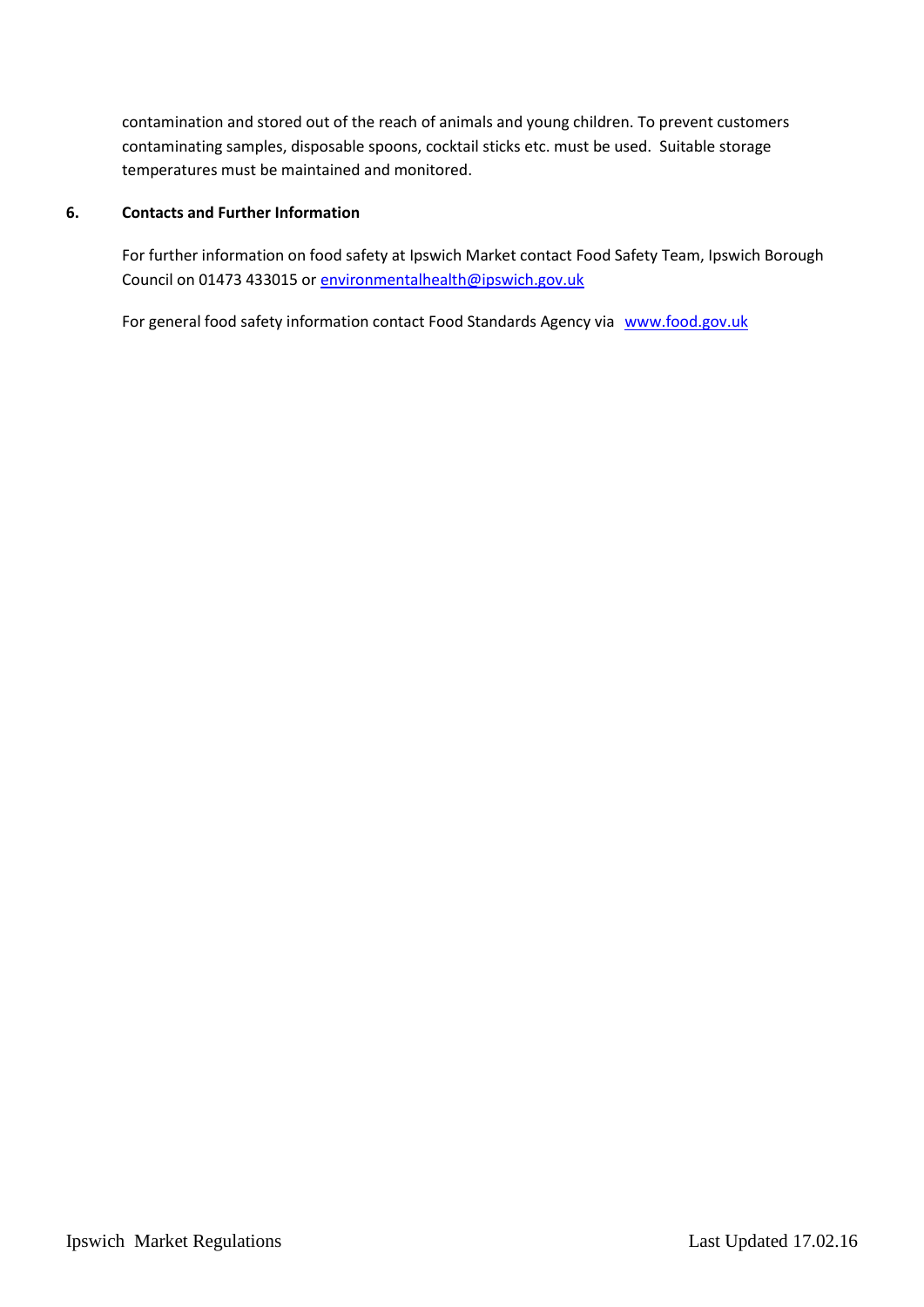contamination and stored out of the reach of animals and young children. To prevent customers contaminating samples, disposable spoons, cocktail sticks etc. must be used. Suitable storage temperatures must be maintained and monitored.

## 6. Contacts and Further Information

For further information on food safety at Ipswich Market contact Food Safety Team, Ipswich Borough Council on 01473 433015 or environmentalhealth@ipswich.gov.uk

For general food safety information contact Food Standards Agency via www.food.gov.uk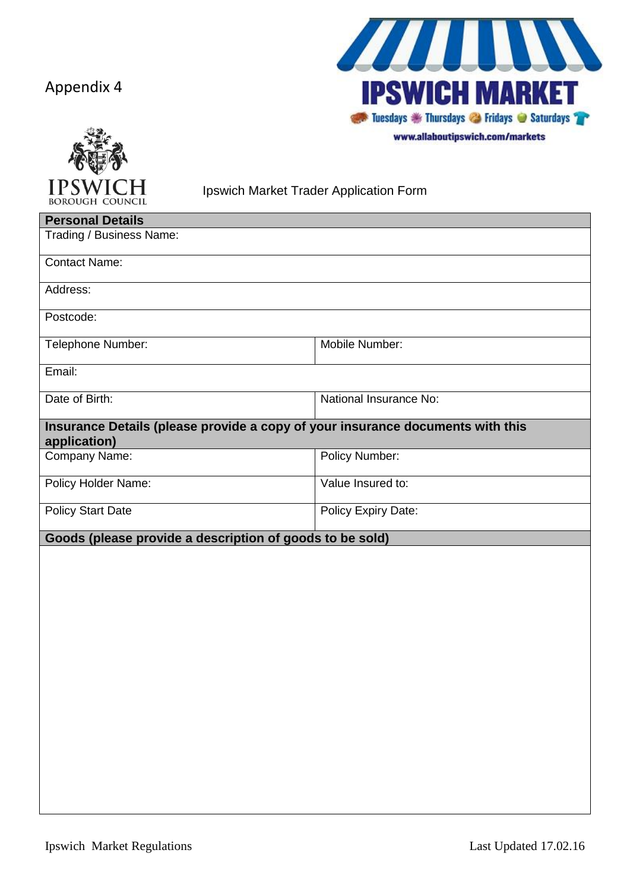Appendix 4

**IPSWICH MARKET**

Tuesdays Thursdays Fridays Saturdays

www.allaboutipswich.com/markets

IPSWICH BOROUGH COUNCIL

Ipswich Market Trader Application Form

| **Personal Details** | |
|---|---|
| Trading / Business Name: | |
| Contact Name: | |
| Address: | |
| Postcode: | |
| Telephone Number: | Mobile Number: |
| Email: | |
| Date of Birth: | National Insurance No: |
| **Insurance Details (please provide a copy of your insurance documents with this application)** | |
| Company Name: | Policy Number: |
| Policy Holder Name: | Value Insured to: |
| Policy Start Date | Policy Expiry Date: |
| **Goods (please provide a description of goods to be sold)** | |
| | |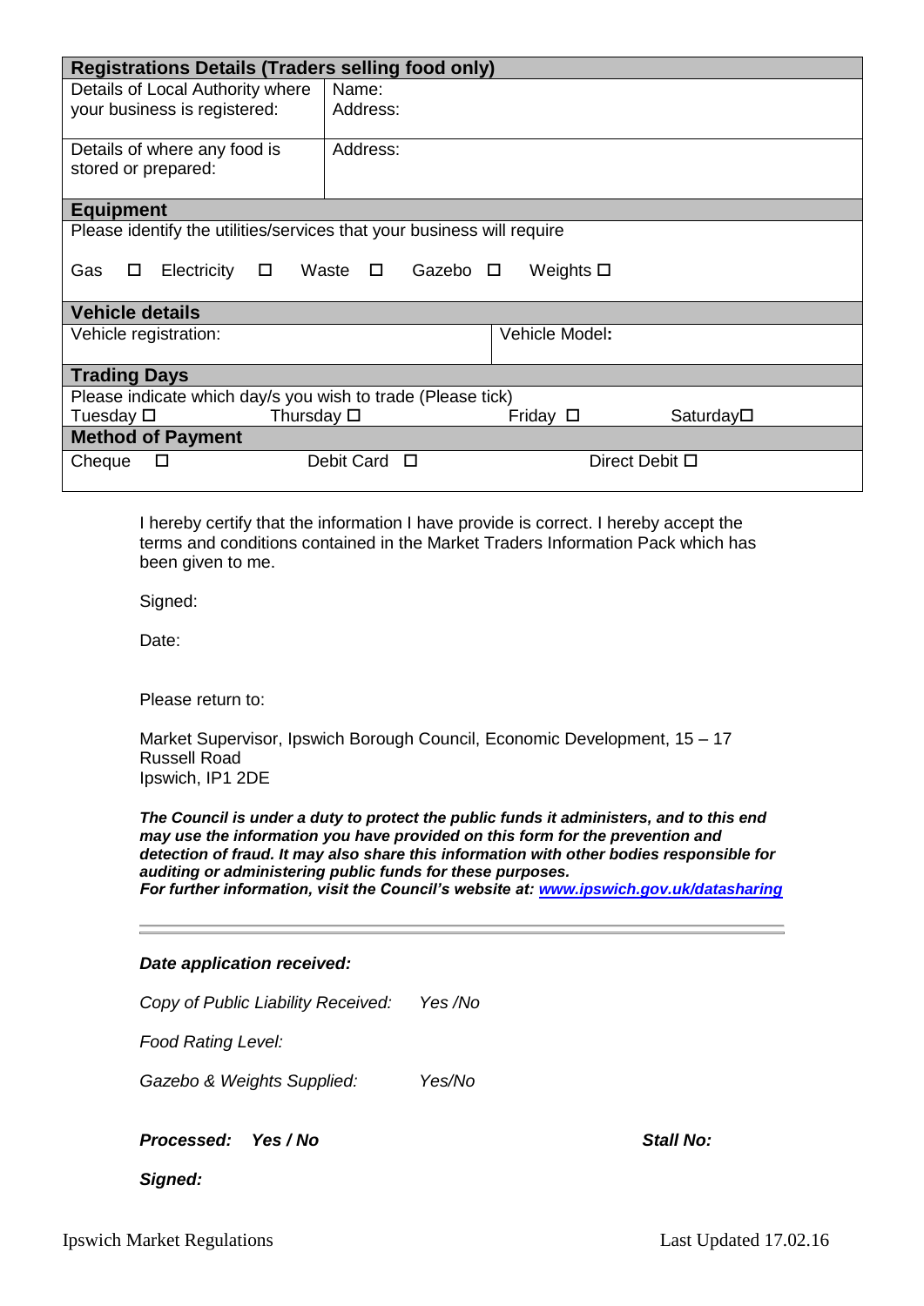| **Registrations Details (Traders selling food only)** | | | |
|---|---|---|---|
| Details of Local Authority where your business is registered: | Name:<br>Address: | | |
| Details of where any food is stored or prepared: | Address: | | |
| **Equipment** | | | |
| Please identify the utilities/services that your business will require<br><br>Gas ☐ Electricity ☐ Waste ☐ Gazebo ☐ Weights ☐ | | | |
| **Vehicle details** | | | |
| Vehicle registration: | | Vehicle Model**:** | |
| **Trading Days** | | | |
| Please indicate which day/s you wish to trade (Please tick) | | | |
| Tuesday ☐ | Thursday ☐ | Friday ☐ | Saturday☐ |
| **Method of Payment** | | | |
| Cheque ☐ | Debit Card ☐ | Direct Debit ☐ | |

I hereby certify that the information I have provide is correct. I hereby accept the terms and conditions contained in the Market Traders Information Pack which has been given to me.

Signed:

Date:

Please return to:

Market Supervisor, Ipswich Borough Council, Economic Development, 15 – 17 Russell Road
Ipswich, IP1 2DE

***The Council is under a duty to protect the public funds it administers, and to this end may use the information you have provided on this form for the prevention and detection of fraud. It may also share this information with other bodies responsible for auditing or administering public funds for these purposes.***
***For further information, visit the Council's website at: www.ipswich.gov.uk/datasharing***

---

***Date application received:***

*Copy of Public Liability Received:* *Yes /No*

*Food Rating Level:*

*Gazebo & Weights Supplied:* *Yes/No*

***Processed: Yes / No*** ***Stall No:***

***Signed:***